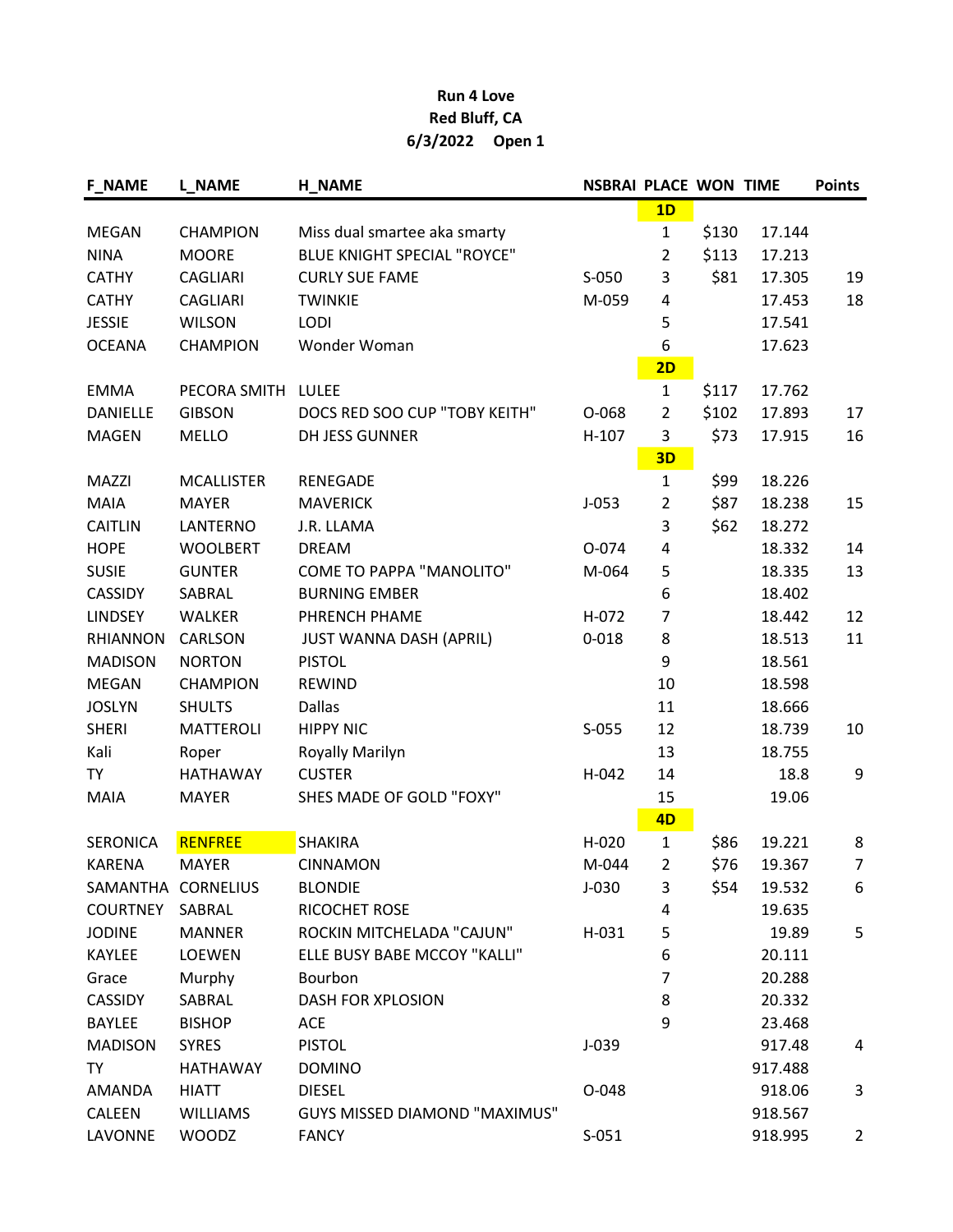**Run 4 Love**
**Red Bluff, CA**
**6/3/2022 Open 1**

| F_NAME | L_NAME | H_NAME | NSBRAI | PLACE | WON | TIME | Points |
|---|---|---|---|---|---|---|---|
| | | | | **1D** | | | |
| MEGAN | CHAMPION | Miss dual smartee aka smarty | | 1 | $130 | 17.144 | |
| NINA | MOORE | BLUE KNIGHT SPECIAL "ROYCE" | | 2 | $113 | 17.213 | |
| CATHY | CAGLIARI | CURLY SUE FAME | S-050 | 3 | $81 | 17.305 | 19 |
| CATHY | CAGLIARI | TWINKIE | M-059 | 4 | | 17.453 | 18 |
| JESSIE | WILSON | LODI | | 5 | | 17.541 | |
| OCEANA | CHAMPION | Wonder Woman | | 6 | | 17.623 | |
| | | | | **2D** | | | |
| EMMA | PECORA SMITH | LULEE | | 1 | $117 | 17.762 | |
| DANIELLE | GIBSON | DOCS RED SOO CUP "TOBY KEITH" | O-068 | 2 | $102 | 17.893 | 17 |
| MAGEN | MELLO | DH JESS GUNNER | H-107 | 3 | $73 | 17.915 | 16 |
| | | | | **3D** | | | |
| MAZZI | MCALLISTER | RENEGADE | | 1 | $99 | 18.226 | |
| MAIA | MAYER | MAVERICK | J-053 | 2 | $87 | 18.238 | 15 |
| CAITLIN | LANTERNO | J.R. LLAMA | | 3 | $62 | 18.272 | |
| HOPE | WOOLBERT | DREAM | O-074 | 4 | | 18.332 | 14 |
| SUSIE | GUNTER | COME TO PAPPA "MANOLITO" | M-064 | 5 | | 18.335 | 13 |
| CASSIDY | SABRAL | BURNING EMBER | | 6 | | 18.402 | |
| LINDSEY | WALKER | PHRENCH PHAME | H-072 | 7 | | 18.442 | 12 |
| RHIANNON | CARLSON | JUST WANNA DASH (APRIL) | 0-018 | 8 | | 18.513 | 11 |
| MADISON | NORTON | PISTOL | | 9 | | 18.561 | |
| MEGAN | CHAMPION | REWIND | | 10 | | 18.598 | |
| JOSLYN | SHULTS | Dallas | | 11 | | 18.666 | |
| SHERI | MATTEROLI | HIPPY NIC | S-055 | 12 | | 18.739 | 10 |
| Kali | Roper | Royally Marilyn | | 13 | | 18.755 | |
| TY | HATHAWAY | CUSTER | H-042 | 14 | | 18.8 | 9 |
| MAIA | MAYER | SHES MADE OF GOLD "FOXY" | | 15 | | 19.06 | |
| | | | | **4D** | | | |
| SERONICA | RENFREE | SHAKIRA | H-020 | 1 | $86 | 19.221 | 8 |
| KARENA | MAYER | CINNAMON | M-044 | 2 | $76 | 19.367 | 7 |
| SAMANTHA | CORNELIUS | BLONDIE | J-030 | 3 | $54 | 19.532 | 6 |
| COURTNEY | SABRAL | RICOCHET ROSE | | 4 | | 19.635 | |
| JODINE | MANNER | ROCKIN MITCHELADA "CAJUN" | H-031 | 5 | | 19.89 | 5 |
| KAYLEE | LOEWEN | ELLE BUSY BABE MCCOY "KALLI" | | 6 | | 20.111 | |
| Grace | Murphy | Bourbon | | 7 | | 20.288 | |
| CASSIDY | SABRAL | DASH FOR XPLOSION | | 8 | | 20.332 | |
| BAYLEE | BISHOP | ACE | | 9 | | 23.468 | |
| MADISON | SYRES | PISTOL | J-039 | | | 917.48 | 4 |
| TY | HATHAWAY | DOMINO | | | | 917.488 | |
| AMANDA | HIATT | DIESEL | O-048 | | | 918.06 | 3 |
| CALEEN | WILLIAMS | GUYS MISSED DIAMOND "MAXIMUS" | | | | 918.567 | |
| LAVONNE | WOODZ | FANCY | S-051 | | | 918.995 | 2 |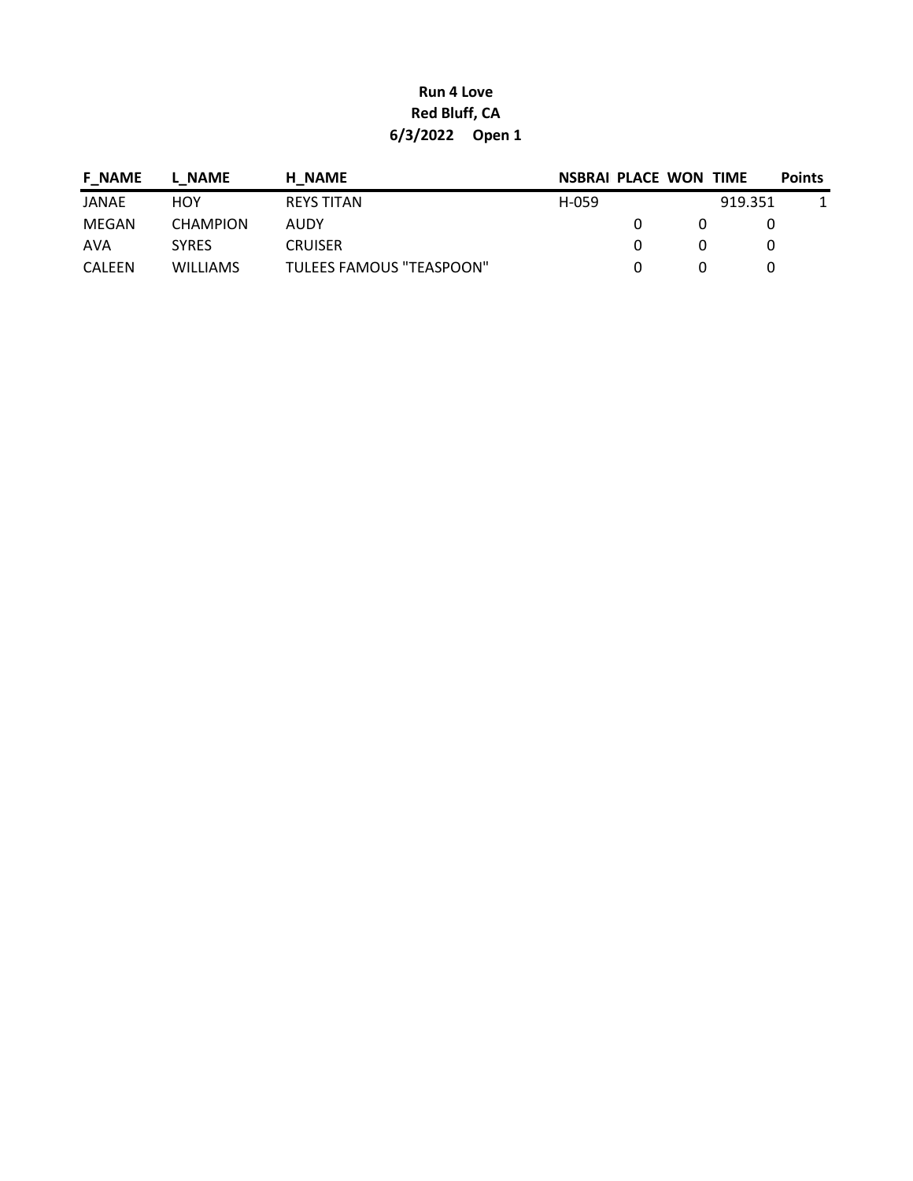**Run 4 Love**
**Red Bluff, CA**
**6/3/2022 Open 1**

| F_NAME | L_NAME | H_NAME | NSBRAI | PLACE | WON | TIME | Points |
|---|---|---|---|---|---|---|---|
| JANAE | HOY | REYS TITAN | H-059 | | | 919.351 | 1 |
| MEGAN | CHAMPION | AUDY | | 0 | 0 | 0 | |
| AVA | SYRES | CRUISER | | 0 | 0 | 0 | |
| CALEEN | WILLIAMS | TULEES FAMOUS "TEASPOON" | | 0 | 0 | 0 | |